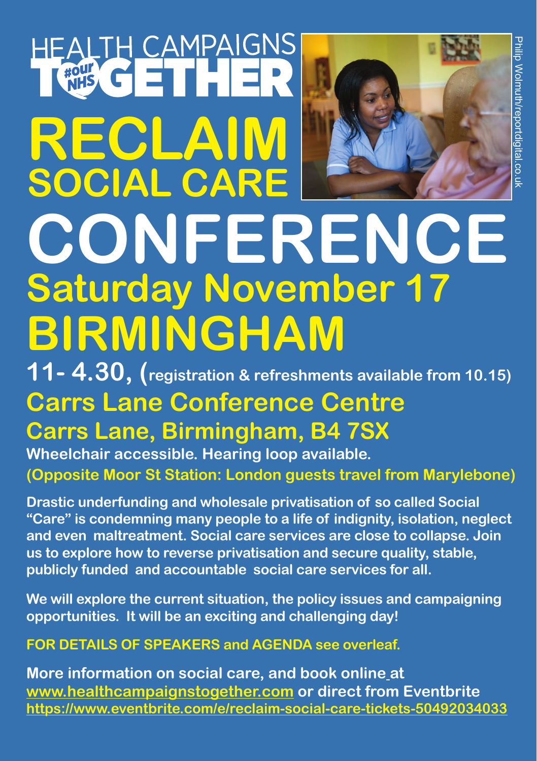# HEALTH CAMPAIGNS TOGETHER

#our NHS

# RECLAIM SOCIAL CARE

Philip Wolmuth/reportdigital.co.uk

# CONFERENCE

## Saturday November 17

# BIRMINGHAM

**11- 4.30, (registration & refreshments available from 10.15)**

## Carrs Lane Conference Centre

## Carrs Lane, Birmingham, B4 7SX

**Wheelchair accessible. Hearing loop available.**

**(Opposite Moor St Station: London guests travel from Marylebone)**

**Drastic underfunding and wholesale privatisation of so called Social "Care" is condemning many people to a life of indignity, isolation, neglect and even maltreatment. Social care services are close to collapse. Join us to explore how to reverse privatisation and secure quality, stable, publicly funded and accountable social care services for all.**

**We will explore the current situation, the policy issues and campaigning opportunities. It will be an exciting and challenging day!**

**FOR DETAILS OF SPEAKERS and AGENDA see overleaf.**

**More information on social care, and book online at www.healthcampaignstogether.com or direct from Eventbrite https://www.eventbrite.com/e/reclaim-social-care-tickets-50492034033**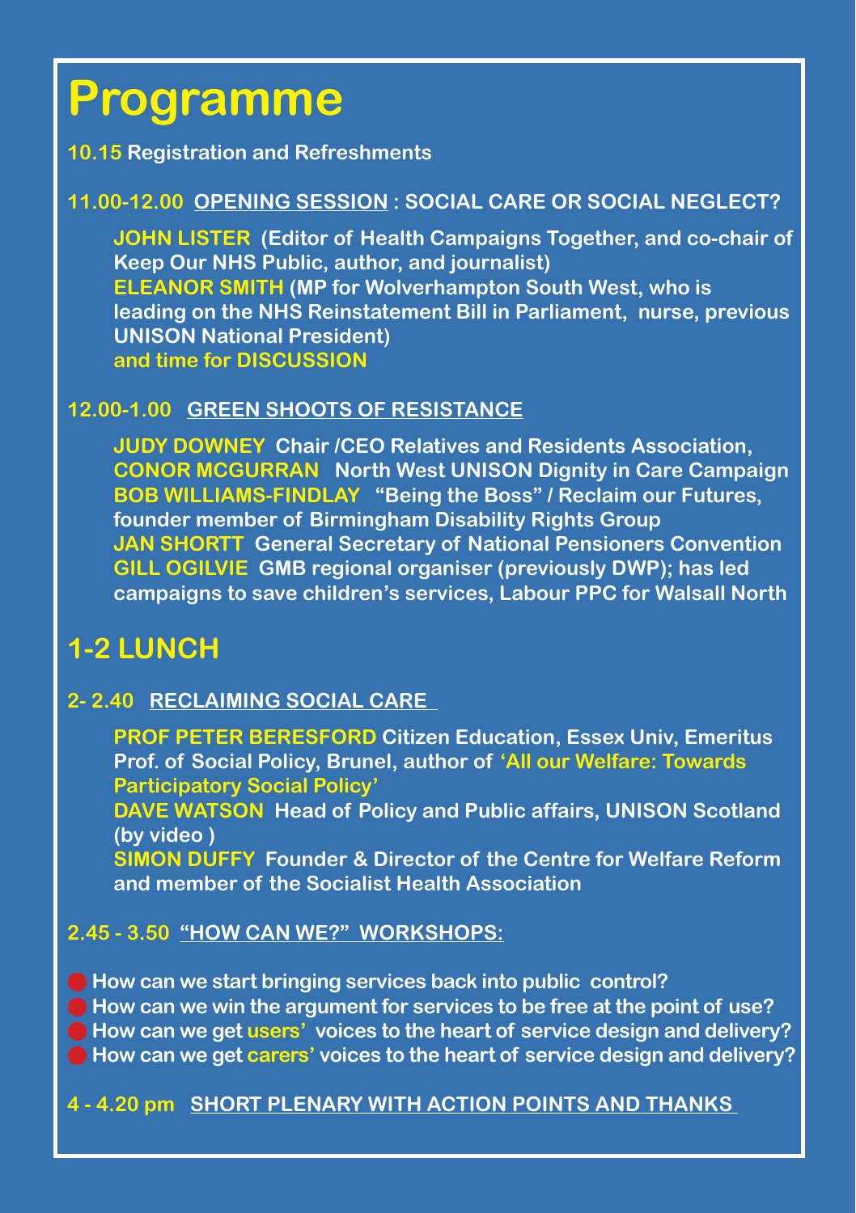# Programme

**10.15 Registration and Refreshments**

**11.00-12.00 OPENING SESSION : SOCIAL CARE OR SOCIAL NEGLECT?**

**JOHN LISTER** (Editor of Health Campaigns Together, and co-chair of Keep Our NHS Public, author, and journalist)
**ELEANOR SMITH** (MP for Wolverhampton South West, who is leading on the NHS Reinstatement Bill in Parliament, nurse, previous UNISON National President)
and time for DISCUSSION

**12.00-1.00 GREEN SHOOTS OF RESISTANCE**

**JUDY DOWNEY** Chair /CEO Relatives and Residents Association,
**CONOR MCGURRAN** North West UNISON Dignity in Care Campaign
**BOB WILLIAMS-FINDLAY** "Being the Boss" / Reclaim our Futures, founder member of Birmingham Disability Rights Group
**JAN SHORTT** General Secretary of National Pensioners Convention
**GILL OGILVIE** GMB regional organiser (previously DWP); has led campaigns to save children's services, Labour PPC for Walsall North

## 1-2 LUNCH

**2- 2.40 RECLAIMING SOCIAL CARE**

**PROF PETER BERESFORD** Citizen Education, Essex Univ, Emeritus Prof. of Social Policy, Brunel, author of 'All our Welfare: Towards Participatory Social Policy'
**DAVE WATSON** Head of Policy and Public affairs, UNISON Scotland (by video )
**SIMON DUFFY** Founder & Director of the Centre for Welfare Reform and member of the Socialist Health Association

**2.45 - 3.50 "HOW CAN WE?" WORKSHOPS:**

- How can we start bringing services back into public control?
- How can we win the argument for services to be free at the point of use?
- How can we get users' voices to the heart of service design and delivery?
- How can we get carers' voices to the heart of service design and delivery?

**4 - 4.20 pm SHORT PLENARY WITH ACTION POINTS AND THANKS**